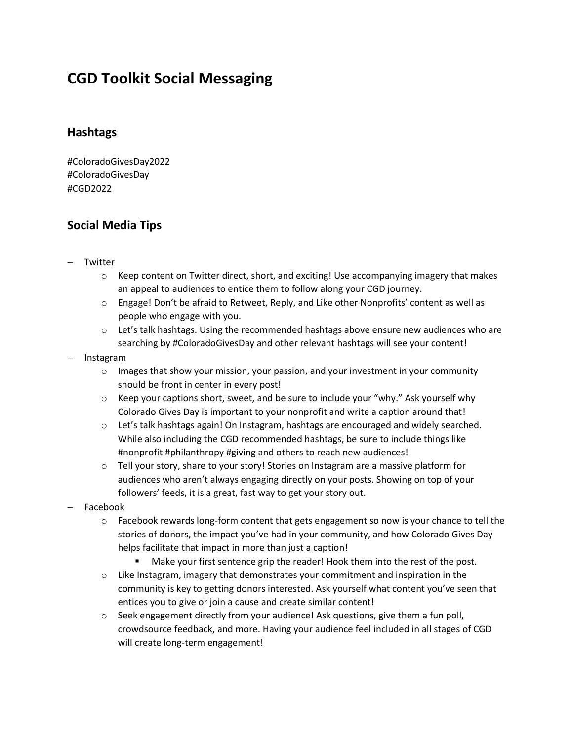# CGD Toolkit Social Messaging

## Hashtags

#ColoradoGivesDay2022
#ColoradoGivesDay
#CGD2022

## Social Media Tips

- Twitter
  - Keep content on Twitter direct, short, and exciting! Use accompanying imagery that makes an appeal to audiences to entice them to follow along your CGD journey.
  - Engage! Don't be afraid to Retweet, Reply, and Like other Nonprofits' content as well as people who engage with you.
  - Let's talk hashtags. Using the recommended hashtags above ensure new audiences who are searching by #ColoradoGivesDay and other relevant hashtags will see your content!
- Instagram
  - Images that show your mission, your passion, and your investment in your community should be front in center in every post!
  - Keep your captions short, sweet, and be sure to include your "why." Ask yourself why Colorado Gives Day is important to your nonprofit and write a caption around that!
  - Let's talk hashtags again! On Instagram, hashtags are encouraged and widely searched. While also including the CGD recommended hashtags, be sure to include things like #nonprofit #philanthropy #giving and others to reach new audiences!
  - Tell your story, share to your story! Stories on Instagram are a massive platform for audiences who aren't always engaging directly on your posts. Showing on top of your followers' feeds, it is a great, fast way to get your story out.
- Facebook
  - Facebook rewards long-form content that gets engagement so now is your chance to tell the stories of donors, the impact you've had in your community, and how Colorado Gives Day helps facilitate that impact in more than just a caption!
    - Make your first sentence grip the reader! Hook them into the rest of the post.
  - Like Instagram, imagery that demonstrates your commitment and inspiration in the community is key to getting donors interested. Ask yourself what content you've seen that entices you to give or join a cause and create similar content!
  - Seek engagement directly from your audience! Ask questions, give them a fun poll, crowdsource feedback, and more. Having your audience feel included in all stages of CGD will create long-term engagement!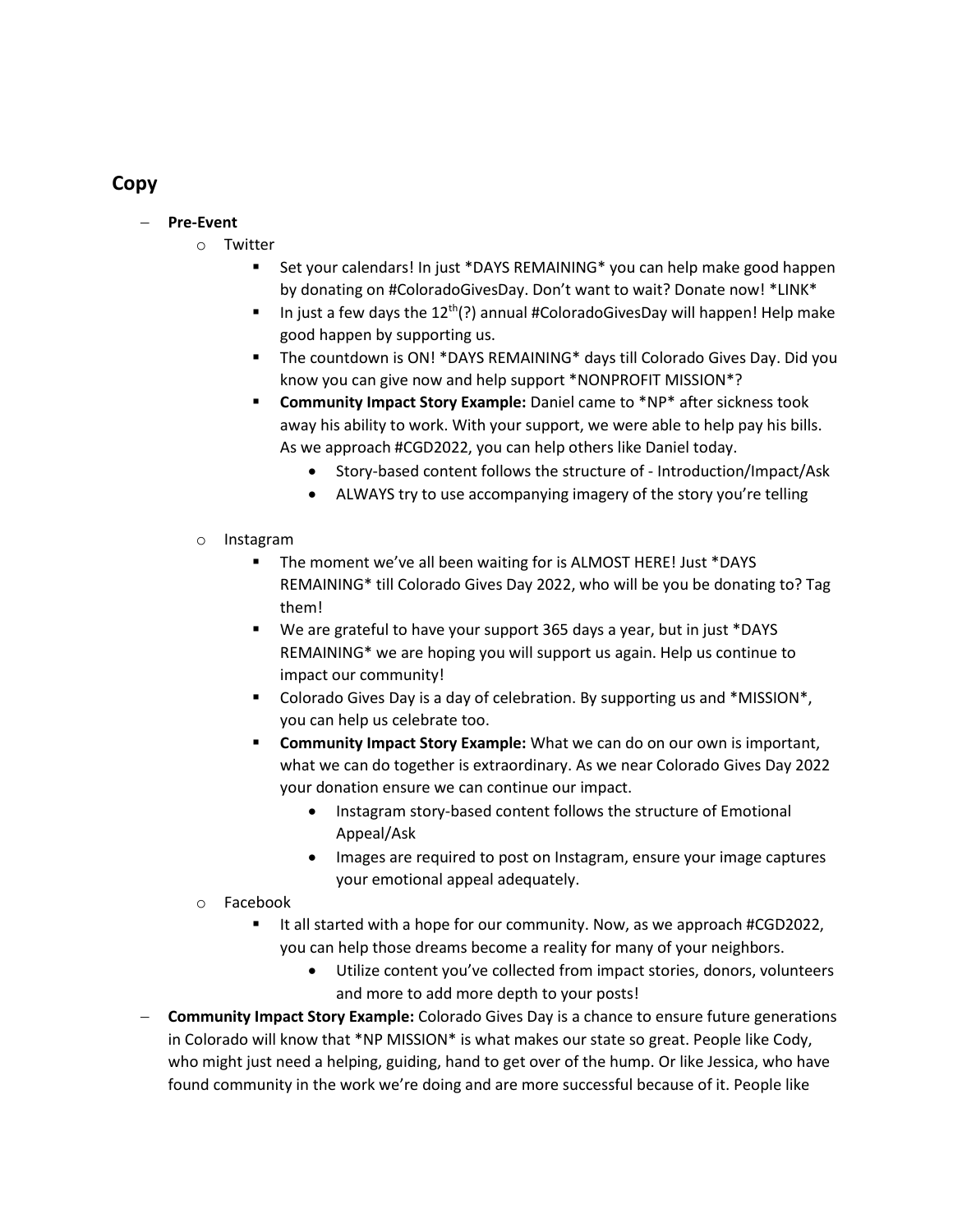## Copy

- **Pre-Event**
  - Twitter
    - Set your calendars! In just *DAYS REMAINING* you can help make good happen by donating on #ColoradoGivesDay. Don't want to wait? Donate now! *LINK*
    - In just a few days the 12th(?) annual #ColoradoGivesDay will happen! Help make good happen by supporting us.
    - The countdown is ON! *DAYS REMAINING* days till Colorado Gives Day. Did you know you can give now and help support *NONPROFIT MISSION*?
    - **Community Impact Story Example:** Daniel came to *NP* after sickness took away his ability to work. With your support, we were able to help pay his bills. As we approach #CGD2022, you can help others like Daniel today.
      - Story-based content follows the structure of - Introduction/Impact/Ask
      - ALWAYS try to use accompanying imagery of the story you're telling
  - Instagram
    - The moment we've all been waiting for is ALMOST HERE! Just *DAYS REMAINING* till Colorado Gives Day 2022, who will be you be donating to? Tag them!
    - We are grateful to have your support 365 days a year, but in just *DAYS REMAINING* we are hoping you will support us again. Help us continue to impact our community!
    - Colorado Gives Day is a day of celebration. By supporting us and *MISSION*, you can help us celebrate too.
    - **Community Impact Story Example:** What we can do on our own is important, what we can do together is extraordinary. As we near Colorado Gives Day 2022 your donation ensure we can continue our impact.
      - Instagram story-based content follows the structure of Emotional Appeal/Ask
      - Images are required to post on Instagram, ensure your image captures your emotional appeal adequately.
  - Facebook
    - It all started with a hope for our community. Now, as we approach #CGD2022, you can help those dreams become a reality for many of your neighbors.
      - Utilize content you've collected from impact stories, donors, volunteers and more to add more depth to your posts!
- **Community Impact Story Example:** Colorado Gives Day is a chance to ensure future generations in Colorado will know that *NP MISSION* is what makes our state so great. People like Cody, who might just need a helping, guiding, hand to get over of the hump. Or like Jessica, who have found community in the work we're doing and are more successful because of it. People like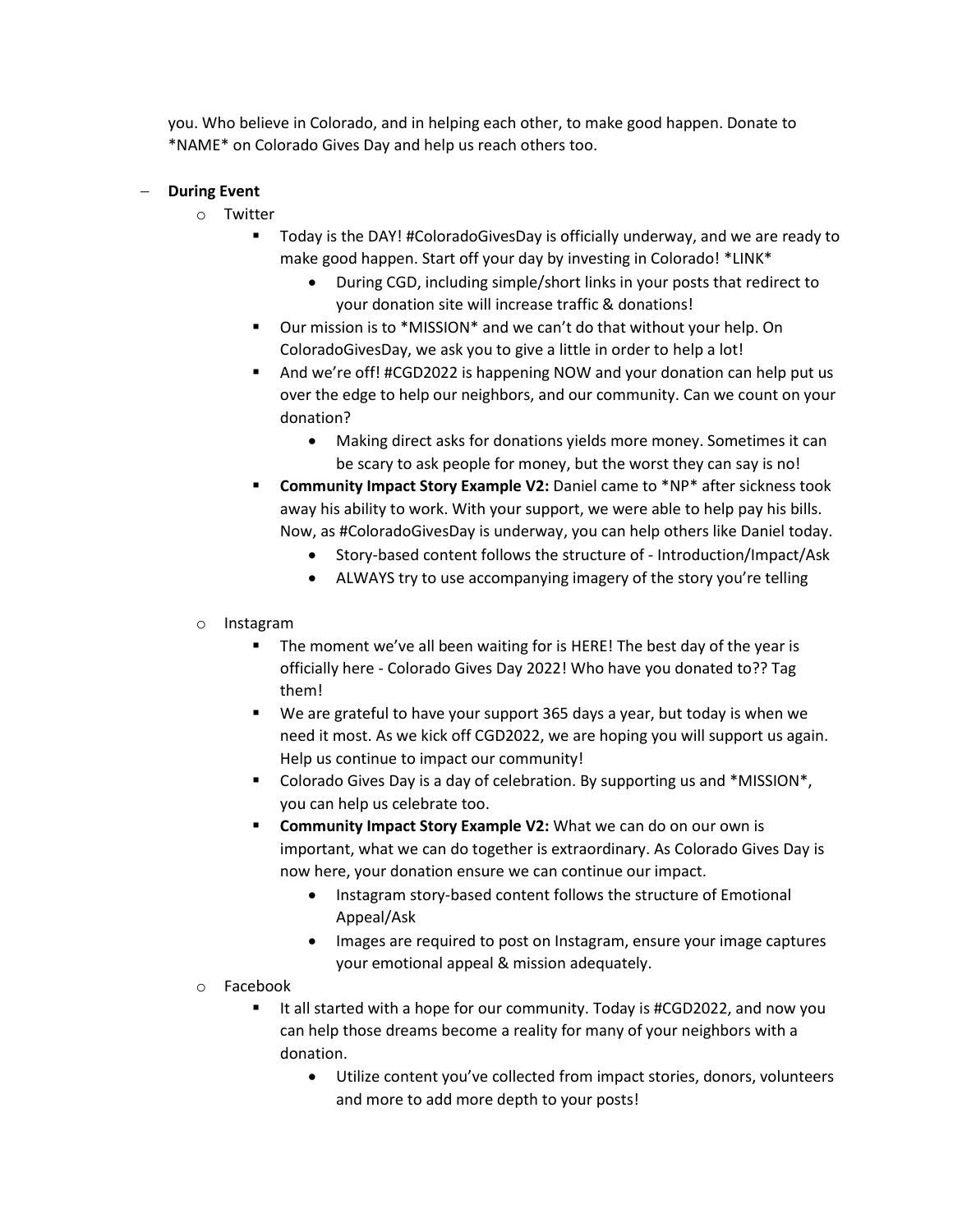you. Who believe in Colorado, and in helping each other, to make good happen. Donate to *NAME* on Colorado Gives Day and help us reach others too.

- **During Event**
  - Twitter
    - Today is the DAY! #ColoradoGivesDay is officially underway, and we are ready to make good happen. Start off your day by investing in Colorado! *LINK*
      - During CGD, including simple/short links in your posts that redirect to your donation site will increase traffic & donations!
    - Our mission is to *MISSION* and we can't do that without your help. On ColoradoGivesDay, we ask you to give a little in order to help a lot!
    - And we're off! #CGD2022 is happening NOW and your donation can help put us over the edge to help our neighbors, and our community. Can we count on your donation?
      - Making direct asks for donations yields more money. Sometimes it can be scary to ask people for money, but the worst they can say is no!
    - **Community Impact Story Example V2:** Daniel came to *NP* after sickness took away his ability to work. With your support, we were able to help pay his bills. Now, as #ColoradoGivesDay is underway, you can help others like Daniel today.
      - Story-based content follows the structure of - Introduction/Impact/Ask
      - ALWAYS try to use accompanying imagery of the story you're telling
  - Instagram
    - The moment we've all been waiting for is HERE! The best day of the year is officially here - Colorado Gives Day 2022! Who have you donated to?? Tag them!
    - We are grateful to have your support 365 days a year, but today is when we need it most. As we kick off CGD2022, we are hoping you will support us again. Help us continue to impact our community!
    - Colorado Gives Day is a day of celebration. By supporting us and *MISSION*, you can help us celebrate too.
    - **Community Impact Story Example V2:** What we can do on our own is important, what we can do together is extraordinary. As Colorado Gives Day is now here, your donation ensure we can continue our impact.
      - Instagram story-based content follows the structure of Emotional Appeal/Ask
      - Images are required to post on Instagram, ensure your image captures your emotional appeal & mission adequately.
  - Facebook
    - It all started with a hope for our community. Today is #CGD2022, and now you can help those dreams become a reality for many of your neighbors with a donation.
      - Utilize content you've collected from impact stories, donors, volunteers and more to add more depth to your posts!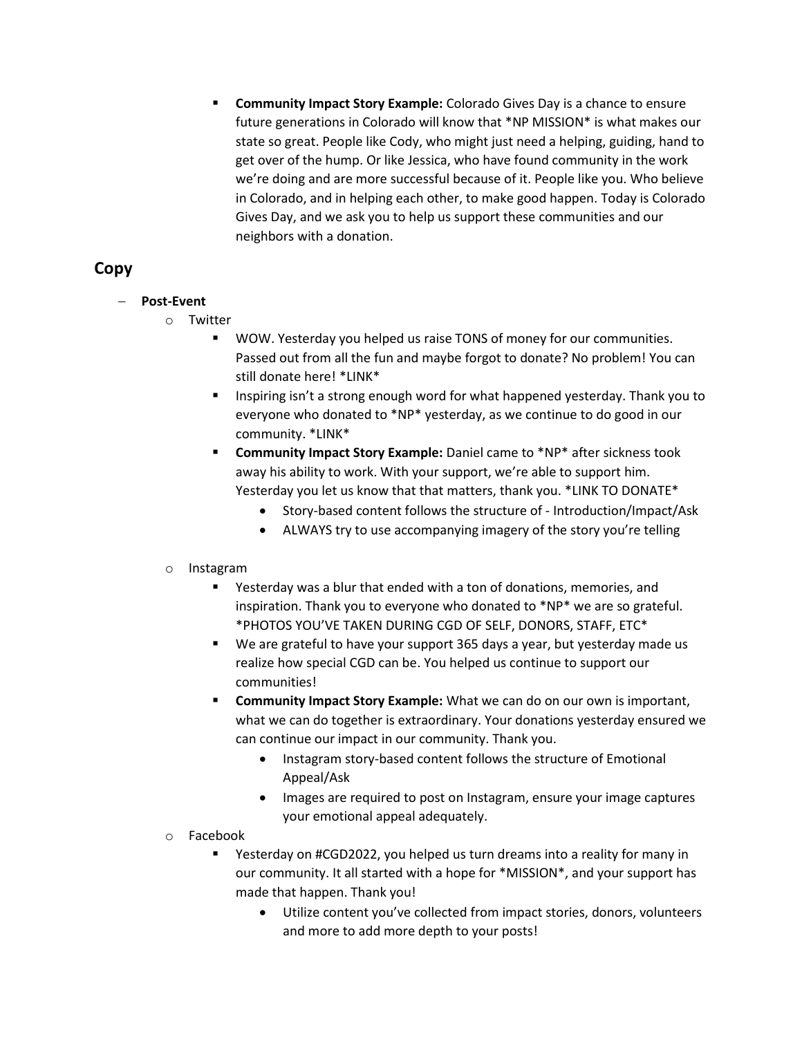- **Community Impact Story Example:** Colorado Gives Day is a chance to ensure future generations in Colorado will know that *NP MISSION* is what makes our state so great. People like Cody, who might just need a helping, guiding, hand to get over of the hump. Or like Jessica, who have found community in the work we're doing and are more successful because of it. People like you. Who believe in Colorado, and in helping each other, to make good happen. Today is Colorado Gives Day, and we ask you to help us support these communities and our neighbors with a donation.

## Copy

- **Post-Event**
  - Twitter
    - WOW. Yesterday you helped us raise TONS of money for our communities. Passed out from all the fun and maybe forgot to donate? No problem! You can still donate here! *LINK*
    - Inspiring isn't a strong enough word for what happened yesterday. Thank you to everyone who donated to *NP* yesterday, as we continue to do good in our community. *LINK*
    - **Community Impact Story Example:** Daniel came to *NP* after sickness took away his ability to work. With your support, we're able to support him. Yesterday you let us know that that matters, thank you. *LINK TO DONATE*
      - Story-based content follows the structure of - Introduction/Impact/Ask
      - ALWAYS try to use accompanying imagery of the story you're telling
  - Instagram
    - Yesterday was a blur that ended with a ton of donations, memories, and inspiration. Thank you to everyone who donated to *NP* we are so grateful. *PHOTOS YOU'VE TAKEN DURING CGD OF SELF, DONORS, STAFF, ETC*
    - We are grateful to have your support 365 days a year, but yesterday made us realize how special CGD can be. You helped us continue to support our communities!
    - **Community Impact Story Example:** What we can do on our own is important, what we can do together is extraordinary. Your donations yesterday ensured we can continue our impact in our community. Thank you.
      - Instagram story-based content follows the structure of Emotional Appeal/Ask
      - Images are required to post on Instagram, ensure your image captures your emotional appeal adequately.
  - Facebook
    - Yesterday on #CGD2022, you helped us turn dreams into a reality for many in our community. It all started with a hope for *MISSION*, and your support has made that happen. Thank you!
      - Utilize content you've collected from impact stories, donors, volunteers and more to add more depth to your posts!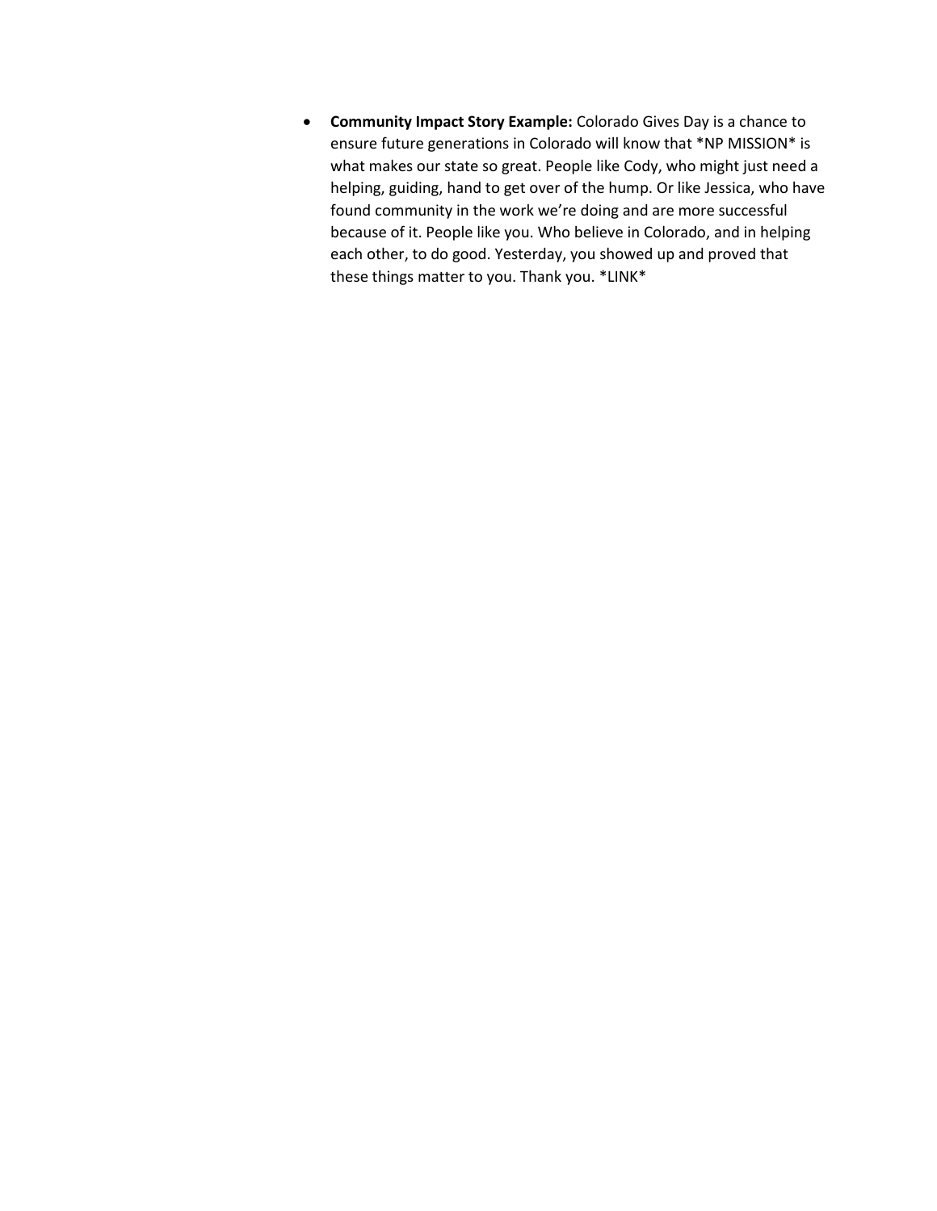- **Community Impact Story Example:** Colorado Gives Day is a chance to ensure future generations in Colorado will know that *NP MISSION* is what makes our state so great. People like Cody, who might just need a helping, guiding, hand to get over of the hump. Or like Jessica, who have found community in the work we're doing and are more successful because of it. People like you. Who believe in Colorado, and in helping each other, to do good. Yesterday, you showed up and proved that these things matter to you. Thank you. *LINK*